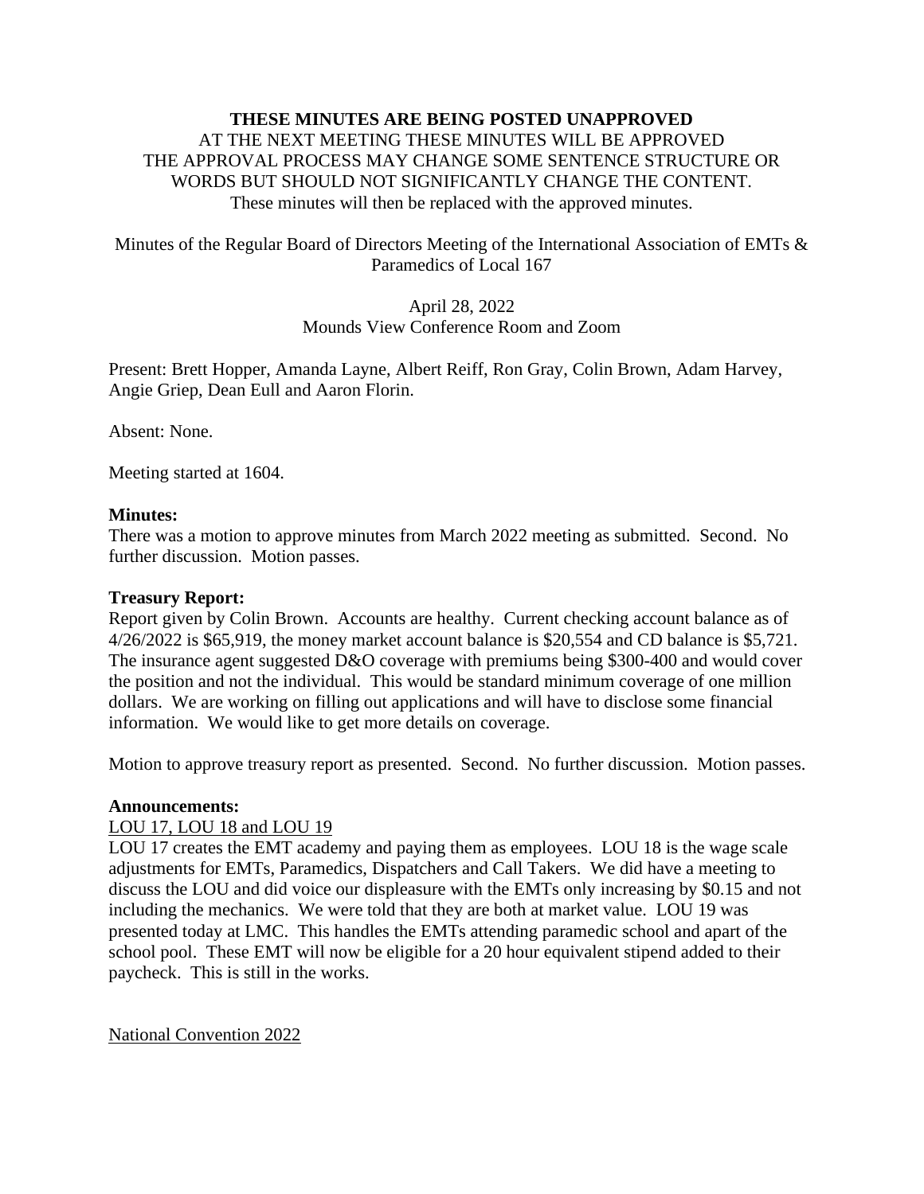**THESE MINUTES ARE BEING POSTED UNAPPROVED**
AT THE NEXT MEETING THESE MINUTES WILL BE APPROVED
THE APPROVAL PROCESS MAY CHANGE SOME SENTENCE STRUCTURE OR WORDS BUT SHOULD NOT SIGNIFICANTLY CHANGE THE CONTENT.
These minutes will then be replaced with the approved minutes.

Minutes of the Regular Board of Directors Meeting of the International Association of EMTs & Paramedics of Local 167

April 28, 2022
Mounds View Conference Room and Zoom

Present: Brett Hopper, Amanda Layne, Albert Reiff, Ron Gray, Colin Brown, Adam Harvey, Angie Griep, Dean Eull and Aaron Florin.

Absent: None.

Meeting started at 1604.

**Minutes:**
There was a motion to approve minutes from March 2022 meeting as submitted. Second. No further discussion. Motion passes.

**Treasury Report:**
Report given by Colin Brown. Accounts are healthy. Current checking account balance as of 4/26/2022 is $65,919, the money market account balance is $20,554 and CD balance is $5,721. The insurance agent suggested D&O coverage with premiums being $300-400 and would cover the position and not the individual. This would be standard minimum coverage of one million dollars. We are working on filling out applications and will have to disclose some financial information. We would like to get more details on coverage.

Motion to approve treasury report as presented. Second. No further discussion. Motion passes.

**Announcements:**

<u>LOU 17, LOU 18 and LOU 19</u>
LOU 17 creates the EMT academy and paying them as employees. LOU 18 is the wage scale adjustments for EMTs, Paramedics, Dispatchers and Call Takers. We did have a meeting to discuss the LOU and did voice our displeasure with the EMTs only increasing by $0.15 and not including the mechanics. We were told that they are both at market value. LOU 19 was presented today at LMC. This handles the EMTs attending paramedic school and apart of the school pool. These EMT will now be eligible for a 20 hour equivalent stipend added to their paycheck. This is still in the works.

<u>National Convention 2022</u>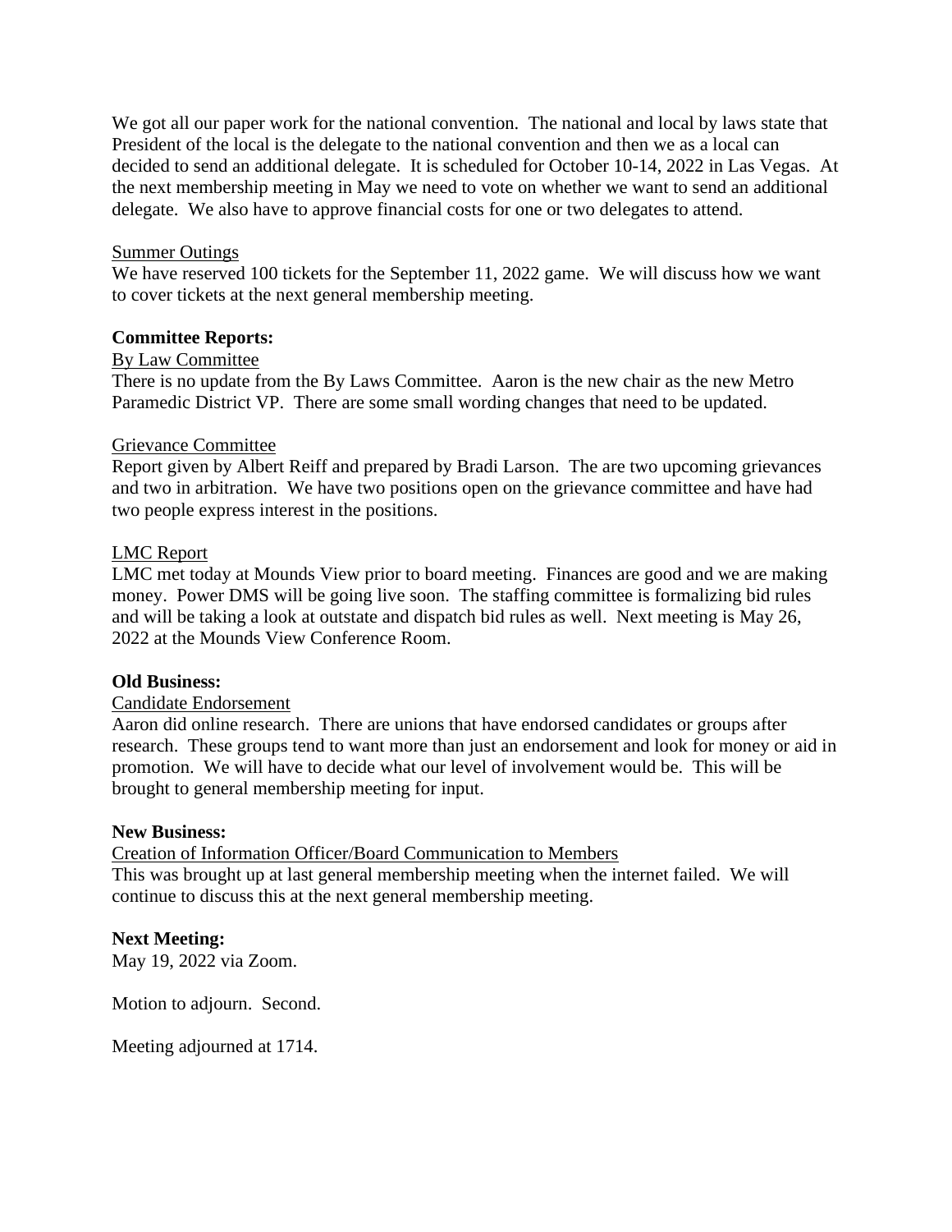We got all our paper work for the national convention. The national and local by laws state that President of the local is the delegate to the national convention and then we as a local can decided to send an additional delegate. It is scheduled for October 10-14, 2022 in Las Vegas. At the next membership meeting in May we need to vote on whether we want to send an additional delegate. We also have to approve financial costs for one or two delegates to attend.

Summer Outings

We have reserved 100 tickets for the September 11, 2022 game. We will discuss how we want to cover tickets at the next general membership meeting.

**Committee Reports:**

By Law Committee

There is no update from the By Laws Committee. Aaron is the new chair as the new Metro Paramedic District VP. There are some small wording changes that need to be updated.

Grievance Committee

Report given by Albert Reiff and prepared by Bradi Larson. The are two upcoming grievances and two in arbitration. We have two positions open on the grievance committee and have had two people express interest in the positions.

LMC Report

LMC met today at Mounds View prior to board meeting. Finances are good and we are making money. Power DMS will be going live soon. The staffing committee is formalizing bid rules and will be taking a look at outstate and dispatch bid rules as well. Next meeting is May 26, 2022 at the Mounds View Conference Room.

**Old Business:**

Candidate Endorsement

Aaron did online research. There are unions that have endorsed candidates or groups after research. These groups tend to want more than just an endorsement and look for money or aid in promotion. We will have to decide what our level of involvement would be. This will be brought to general membership meeting for input.

**New Business:**

Creation of Information Officer/Board Communication to Members

This was brought up at last general membership meeting when the internet failed. We will continue to discuss this at the next general membership meeting.

**Next Meeting:**

May 19, 2022 via Zoom.

Motion to adjourn. Second.

Meeting adjourned at 1714.